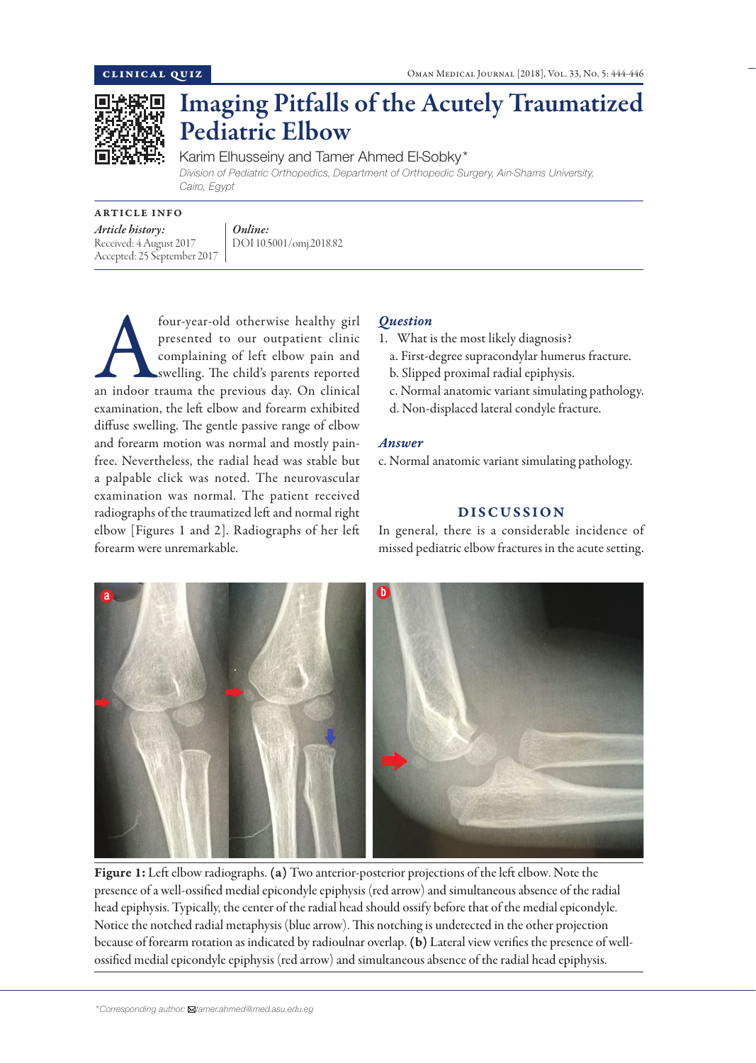CLINICAL QUIZ

# Imaging Pitfalls of the Acutely Traumatized Pediatric Elbow

Karim Elhusseiny and Tamer Ahmed El-Sobky*

*Division of Pediatric Orthopedics, Department of Orthopedic Surgery, Ain-Shams University, Cairo, Egypt*

ARTICLE INFO

*Article history:*
Received: 4 August 2017
Accepted: 25 September 2017

*Online:*
DOI 10.5001/omj.2018.82

A four-year-old otherwise healthy girl presented to our outpatient clinic complaining of left elbow pain and swelling. The child's parents reported an indoor trauma the previous day. On clinical examination, the left elbow and forearm exhibited diffuse swelling. The gentle passive range of elbow and forearm motion was normal and mostly pain-free. Nevertheless, the radial head was stable but a palpable click was noted. The neurovascular examination was normal. The patient received radiographs of the traumatized left and normal right elbow [Figures 1 and 2]. Radiographs of her left forearm were unremarkable.

## *Question*

1. What is the most likely diagnosis?
   a. First-degree supracondylar humerus fracture.
   b. Slipped proximal radial epiphysis.
   c. Normal anatomic variant simulating pathology.
   d. Non-displaced lateral condyle fracture.

## *Answer*

c. Normal anatomic variant simulating pathology.

## DISCUSSION

In general, there is a considerable incidence of missed pediatric elbow fractures in the acute setting.

**Figure 1:** Left elbow radiographs. **(a)** Two anterior-posterior projections of the left elbow. Note the presence of a well-ossified medial epicondyle epiphysis (red arrow) and simultaneous absence of the radial head epiphysis. Typically, the center of the radial head should ossify before that of the medial epicondyle. Notice the notched radial metaphysis (blue arrow). This notching is undetected in the other projection because of forearm rotation as indicated by radioulnar overlap. **(b)** Lateral view verifies the presence of well-ossified medial epicondyle epiphysis (red arrow) and simultaneous absence of the radial head epiphysis.

*Corresponding author: tamer.ahmed@med.asu.edu.eg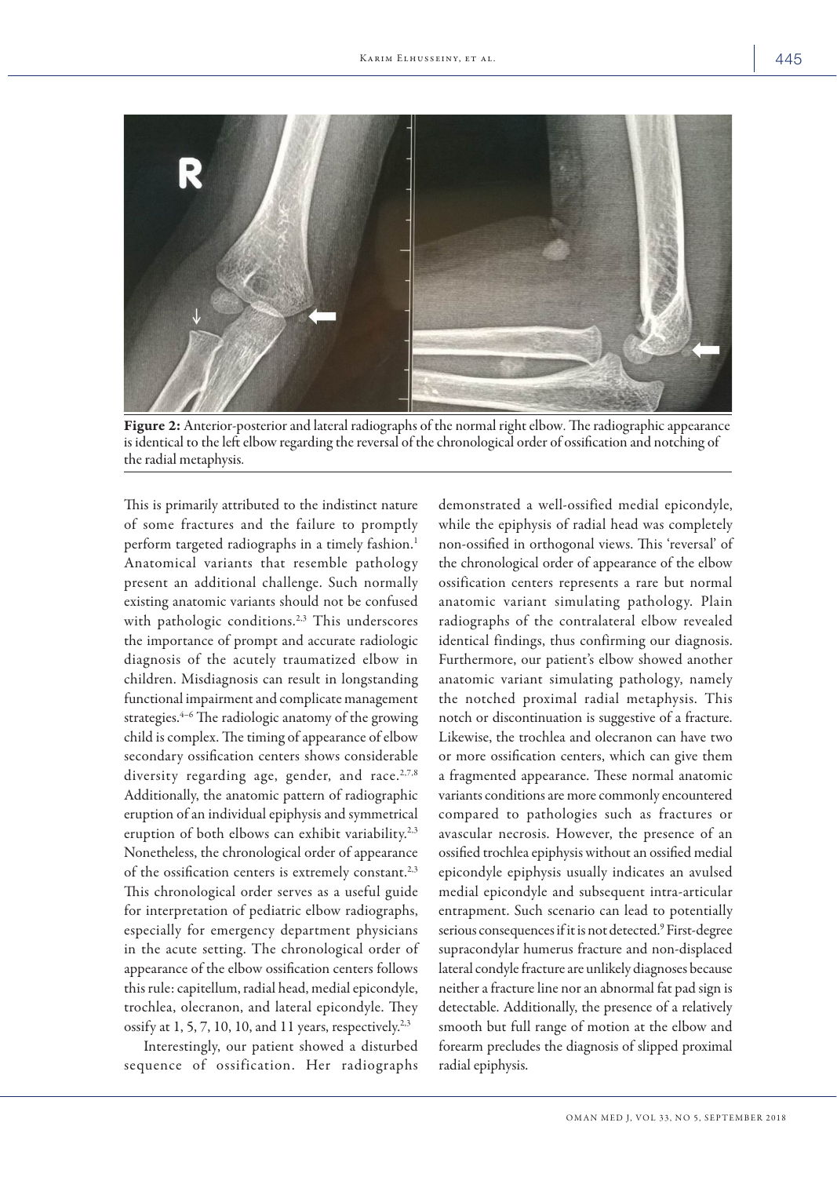**Figure 2:** Anterior-posterior and lateral radiographs of the normal right elbow. The radiographic appearance is identical to the left elbow regarding the reversal of the chronological order of ossification and notching of the radial metaphysis.

This is primarily attributed to the indistinct nature of some fractures and the failure to promptly perform targeted radiographs in a timely fashion.[1] Anatomical variants that resemble pathology present an additional challenge. Such normally existing anatomic variants should not be confused with pathologic conditions.[2,3] This underscores the importance of prompt and accurate radiologic diagnosis of the acutely traumatized elbow in children. Misdiagnosis can result in longstanding functional impairment and complicate management strategies.[4–6] The radiologic anatomy of the growing child is complex. The timing of appearance of elbow secondary ossification centers shows considerable diversity regarding age, gender, and race.[2,7,8] Additionally, the anatomic pattern of radiographic eruption of an individual epiphysis and symmetrical eruption of both elbows can exhibit variability.[2,3] Nonetheless, the chronological order of appearance of the ossification centers is extremely constant.[2,3] This chronological order serves as a useful guide for interpretation of pediatric elbow radiographs, especially for emergency department physicians in the acute setting. The chronological order of appearance of the elbow ossification centers follows this rule: capitellum, radial head, medial epicondyle, trochlea, olecranon, and lateral epicondyle. They ossify at 1, 5, 7, 10, 10, and 11 years, respectively.[2,3]

Interestingly, our patient showed a disturbed sequence of ossification. Her radiographs demonstrated a well-ossified medial epicondyle, while the epiphysis of radial head was completely non-ossified in orthogonal views. This 'reversal' of the chronological order of appearance of the elbow ossification centers represents a rare but normal anatomic variant simulating pathology. Plain radiographs of the contralateral elbow revealed identical findings, thus confirming our diagnosis. Furthermore, our patient's elbow showed another anatomic variant simulating pathology, namely the notched proximal radial metaphysis. This notch or discontinuation is suggestive of a fracture. Likewise, the trochlea and olecranon can have two or more ossification centers, which can give them a fragmented appearance. These normal anatomic variants conditions are more commonly encountered compared to pathologies such as fractures or avascular necrosis. However, the presence of an ossified trochlea epiphysis without an ossified medial epicondyle epiphysis usually indicates an avulsed medial epicondyle and subsequent intra-articular entrapment. Such scenario can lead to potentially serious consequences if it is not detected.[9] First-degree supracondylar humerus fracture and non-displaced lateral condyle fracture are unlikely diagnoses because neither a fracture line nor an abnormal fat pad sign is detectable. Additionally, the presence of a relatively smooth but full range of motion at the elbow and forearm precludes the diagnosis of slipped proximal radial epiphysis.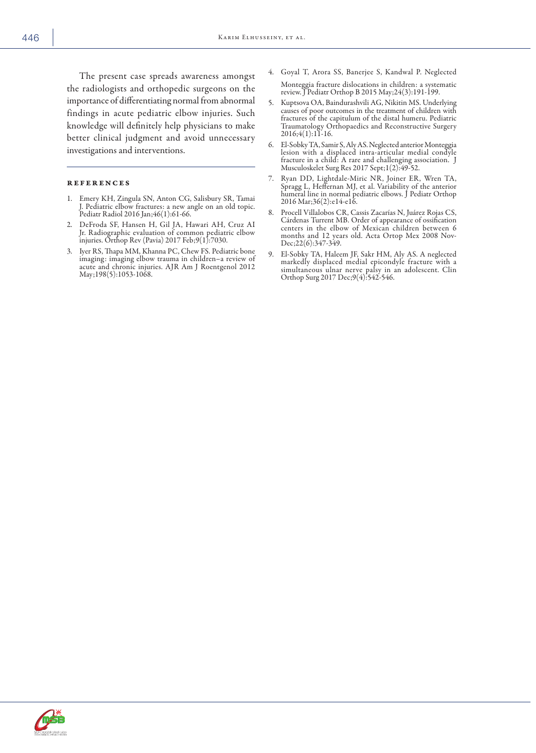The present case spreads awareness amongst the radiologists and orthopedic surgeons on the importance of differentiating normal from abnormal findings in acute pediatric elbow injuries. Such knowledge will definitely help physicians to make better clinical judgment and avoid unnecessary investigations and interventions.

## References

1. Emery KH, Zingula SN, Anton CG, Salisbury SR, Tamai J. Pediatric elbow fractures: a new angle on an old topic. Pediatr Radiol 2016 Jan;46(1):61-66.
2. DeFroda SF, Hansen H, Gil JA, Hawari AH, Cruz AI Jr. Radiographic evaluation of common pediatric elbow injuries. Orthop Rev (Pavia) 2017 Feb;9(1):7030.
3. Iyer RS, Thapa MM, Khanna PC, Chew FS. Pediatric bone imaging: imaging elbow trauma in children–a review of acute and chronic injuries. AJR Am J Roentgenol 2012 May;198(5):1053-1068.
4. Goyal T, Arora SS, Banerjee S, Kandwal P. Neglected Monteggia fracture dislocations in children: a systematic review. J Pediatr Orthop B 2015 May;24(3):191-199.
5. Kuptsova OA, Baindurashvili AG, Nikitin MS. Underlying causes of poor outcomes in the treatment of children with fractures of the capitulum of the distal humeru. Pediatric Traumatology Orthopaedics and Reconstructive Surgery 2016;4(1):11-16.
6. El-Sobky TA, Samir S, Aly AS. Neglected anterior Monteggia lesion with a displaced intra-articular medial condyle fracture in a child: A rare and challenging association. J Musculoskelet Surg Res 2017 Sept;1(2):49-52.
7. Ryan DD, Lightdale-Miric NR, Joiner ER, Wren TA, Spragg L, Heffernan MJ, et al. Variability of the anterior humeral line in normal pediatric elbows. J Pediatr Orthop 2016 Mar;36(2):e14-e16.
8. Procell Villalobos CR, Cassis Zacarías N, Juárez Rojas CS, Cárdenas Turrent MB. Order of appearance of ossification centers in the elbow of Mexican children between 6 months and 12 years old. Acta Ortop Mex 2008 Nov-Dec;22(6):347-349.
9. El-Sobky TA, Haleem JF, Sakr HM, Aly AS. A neglected markedly displaced medial epicondyle fracture with a simultaneous ulnar nerve palsy in an adolescent. Clin Orthop Surg 2017 Dec;9(4):542-546.